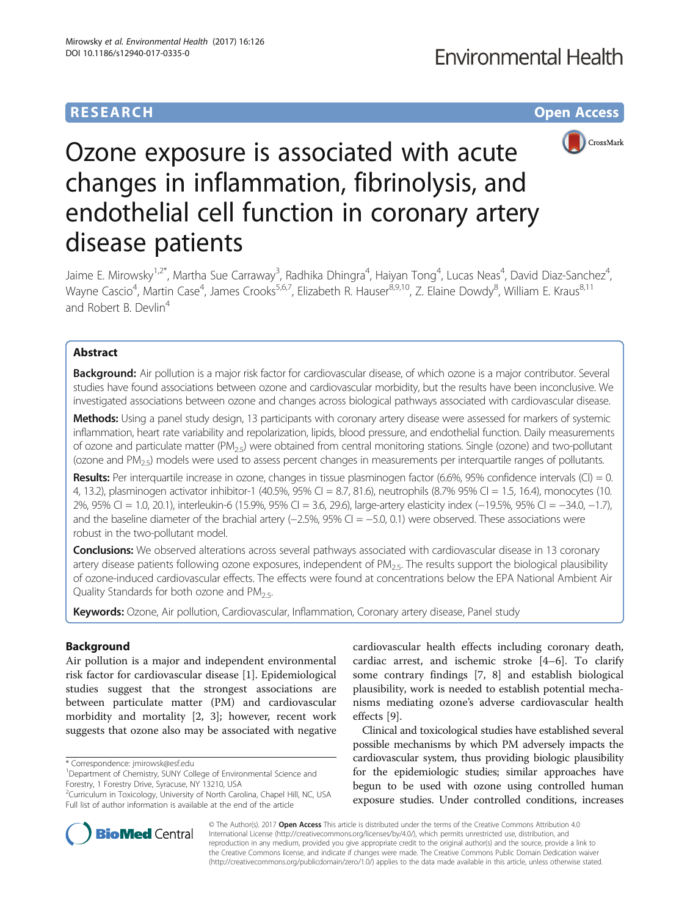RESEARCH Open Access

# Ozone exposure is associated with acute changes in inflammation, fibrinolysis, and endothelial cell function in coronary artery disease patients

Jaime E. Mirowsky[1,2*], Martha Sue Carraway[3], Radhika Dhingra[4], Haiyan Tong[4], Lucas Neas[4], David Diaz-Sanchez[4], Wayne Cascio[4], Martin Case[4], James Crooks[5,6,7], Elizabeth R. Hauser[8,9,10], Z. Elaine Dowdy[8], William E. Kraus[8,11] and Robert B. Devlin[4]

## Abstract

**Background:** Air pollution is a major risk factor for cardiovascular disease, of which ozone is a major contributor. Several studies have found associations between ozone and cardiovascular morbidity, but the results have been inconclusive. We investigated associations between ozone and changes across biological pathways associated with cardiovascular disease.

**Methods:** Using a panel study design, 13 participants with coronary artery disease were assessed for markers of systemic inflammation, heart rate variability and repolarization, lipids, blood pressure, and endothelial function. Daily measurements of ozone and particulate matter ($PM_{2.5}$) were obtained from central monitoring stations. Single (ozone) and two-pollutant (ozone and $PM_{2.5}$) models were used to assess percent changes in measurements per interquartile ranges of pollutants.

**Results:** Per interquartile increase in ozone, changes in tissue plasminogen factor (6.6%, 95% confidence intervals (CI) = 0.4, 13.2), plasminogen activator inhibitor-1 (40.5%, 95% CI = 8.7, 81.6), neutrophils (8.7% 95% CI = 1.5, 16.4), monocytes (10.2%, 95% CI = 1.0, 20.1), interleukin-6 (15.9%, 95% CI = 3.6, 29.6), large-artery elasticity index (−19.5%, 95% CI = −34.0, −1.7), and the baseline diameter of the brachial artery (−2.5%, 95% CI = −5.0, 0.1) were observed. These associations were robust in the two-pollutant model.

**Conclusions:** We observed alterations across several pathways associated with cardiovascular disease in 13 coronary artery disease patients following ozone exposures, independent of $PM_{2.5}$. The results support the biological plausibility of ozone-induced cardiovascular effects. The effects were found at concentrations below the EPA National Ambient Air Quality Standards for both ozone and $PM_{2.5}$.

**Keywords:** Ozone, Air pollution, Cardiovascular, Inflammation, Coronary artery disease, Panel study

## Background

Air pollution is a major and independent environmental risk factor for cardiovascular disease [1]. Epidemiological studies suggest that the strongest associations are between particulate matter (PM) and cardiovascular morbidity and mortality [2, 3]; however, recent work suggests that ozone also may be associated with negative cardiovascular health effects including coronary death, cardiac arrest, and ischemic stroke [4–6]. To clarify some contrary findings [7, 8] and establish biological plausibility, work is needed to establish potential mechanisms mediating ozone's adverse cardiovascular health effects [9].

Clinical and toxicological studies have established several possible mechanisms by which PM adversely impacts the cardiovascular system, thus providing biologic plausibility for the epidemiologic studies; similar approaches have begun to be used with ozone using controlled human exposure studies. Under controlled conditions, increases

\* Correspondence: jmirowsk@esf.edu
[1]Department of Chemistry, SUNY College of Environmental Science and Forestry, 1 Forestry Drive, Syracuse, NY 13210, USA
[2]Curriculum in Toxicology, University of North Carolina, Chapel Hill, NC, USA
Full list of author information is available at the end of the article

© The Author(s). 2017 **Open Access** This article is distributed under the terms of the Creative Commons Attribution 4.0 International License (http://creativecommons.org/licenses/by/4.0/), which permits unrestricted use, distribution, and reproduction in any medium, provided you give appropriate credit to the original author(s) and the source, provide a link to the Creative Commons license, and indicate if changes were made. The Creative Commons Public Domain Dedication waiver (http://creativecommons.org/publicdomain/zero/1.0/) applies to the data made available in this article, unless otherwise stated.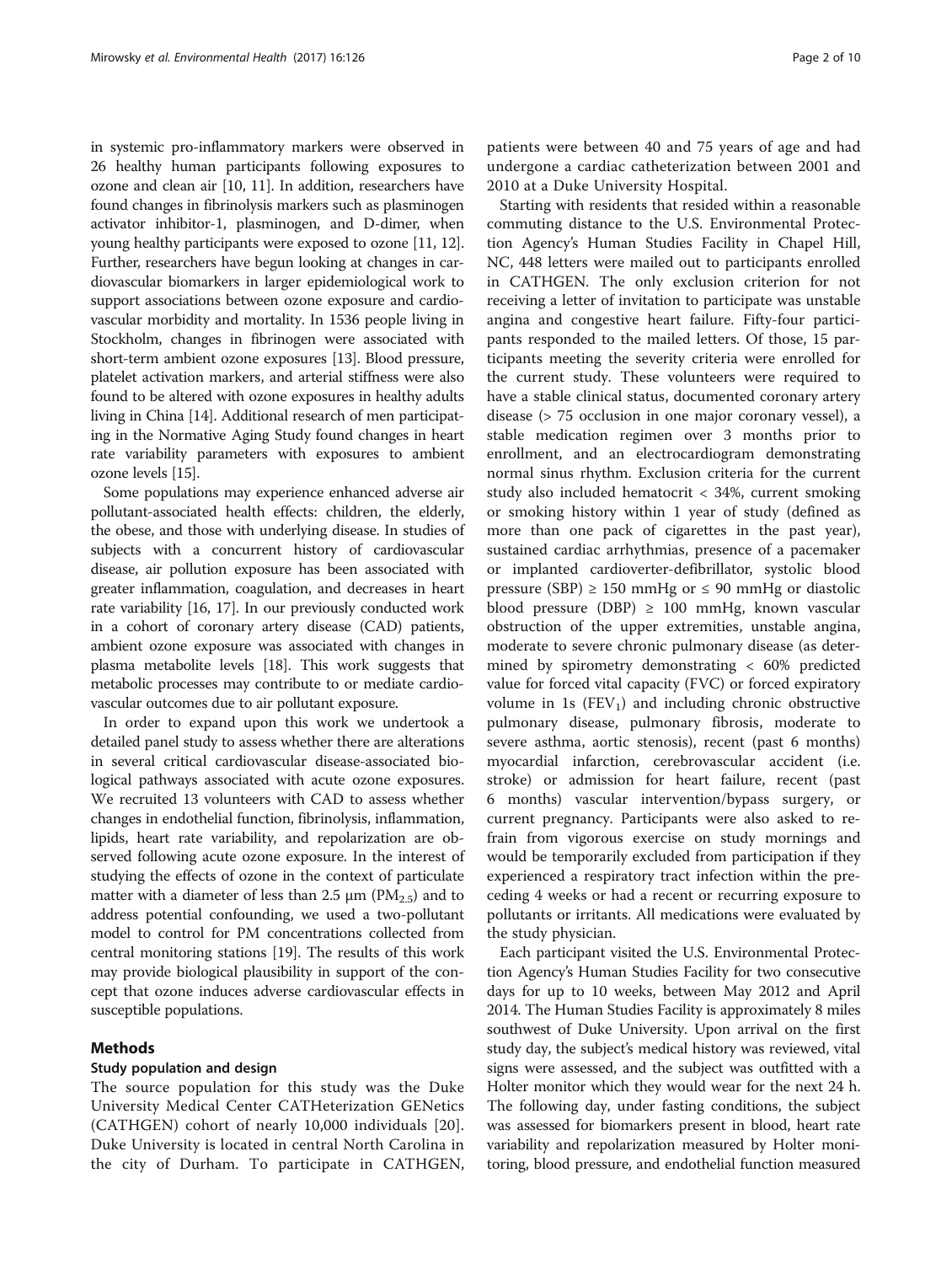in systemic pro-inflammatory markers were observed in 26 healthy human participants following exposures to ozone and clean air [10, 11]. In addition, researchers have found changes in fibrinolysis markers such as plasminogen activator inhibitor-1, plasminogen, and D-dimer, when young healthy participants were exposed to ozone [11, 12]. Further, researchers have begun looking at changes in cardiovascular biomarkers in larger epidemiological work to support associations between ozone exposure and cardiovascular morbidity and mortality. In 1536 people living in Stockholm, changes in fibrinogen were associated with short-term ambient ozone exposures [13]. Blood pressure, platelet activation markers, and arterial stiffness were also found to be altered with ozone exposures in healthy adults living in China [14]. Additional research of men participating in the Normative Aging Study found changes in heart rate variability parameters with exposures to ambient ozone levels [15].

Some populations may experience enhanced adverse air pollutant-associated health effects: children, the elderly, the obese, and those with underlying disease. In studies of subjects with a concurrent history of cardiovascular disease, air pollution exposure has been associated with greater inflammation, coagulation, and decreases in heart rate variability [16, 17]. In our previously conducted work in a cohort of coronary artery disease (CAD) patients, ambient ozone exposure was associated with changes in plasma metabolite levels [18]. This work suggests that metabolic processes may contribute to or mediate cardiovascular outcomes due to air pollutant exposure.

In order to expand upon this work we undertook a detailed panel study to assess whether there are alterations in several critical cardiovascular disease-associated biological pathways associated with acute ozone exposures. We recruited 13 volunteers with CAD to assess whether changes in endothelial function, fibrinolysis, inflammation, lipids, heart rate variability, and repolarization are observed following acute ozone exposure. In the interest of studying the effects of ozone in the context of particulate matter with a diameter of less than 2.5 μm ($PM_{2.5}$) and to address potential confounding, we used a two-pollutant model to control for PM concentrations collected from central monitoring stations [19]. The results of this work may provide biological plausibility in support of the concept that ozone induces adverse cardiovascular effects in susceptible populations.

## Methods

### Study population and design

The source population for this study was the Duke University Medical Center CATHeterization GENetics (CATHGEN) cohort of nearly 10,000 individuals [20]. Duke University is located in central North Carolina in the city of Durham. To participate in CATHGEN, patients were between 40 and 75 years of age and had undergone a cardiac catheterization between 2001 and 2010 at a Duke University Hospital.

Starting with residents that resided within a reasonable commuting distance to the U.S. Environmental Protection Agency's Human Studies Facility in Chapel Hill, NC, 448 letters were mailed out to participants enrolled in CATHGEN. The only exclusion criterion for not receiving a letter of invitation to participate was unstable angina and congestive heart failure. Fifty-four participants responded to the mailed letters. Of those, 15 participants meeting the severity criteria were enrolled for the current study. These volunteers were required to have a stable clinical status, documented coronary artery disease (> 75 occlusion in one major coronary vessel), a stable medication regimen over 3 months prior to enrollment, and an electrocardiogram demonstrating normal sinus rhythm. Exclusion criteria for the current study also included hematocrit < 34%, current smoking or smoking history within 1 year of study (defined as more than one pack of cigarettes in the past year), sustained cardiac arrhythmias, presence of a pacemaker or implanted cardioverter-defibrillator, systolic blood pressure (SBP) ≥ 150 mmHg or ≤ 90 mmHg or diastolic blood pressure (DBP) ≥ 100 mmHg, known vascular obstruction of the upper extremities, unstable angina, moderate to severe chronic pulmonary disease (as determined by spirometry demonstrating < 60% predicted value for forced vital capacity (FVC) or forced expiratory volume in 1s ($FEV_1$) and including chronic obstructive pulmonary disease, pulmonary fibrosis, moderate to severe asthma, aortic stenosis), recent (past 6 months) myocardial infarction, cerebrovascular accident (i.e. stroke) or admission for heart failure, recent (past 6 months) vascular intervention/bypass surgery, or current pregnancy. Participants were also asked to refrain from vigorous exercise on study mornings and would be temporarily excluded from participation if they experienced a respiratory tract infection within the preceding 4 weeks or had a recent or recurring exposure to pollutants or irritants. All medications were evaluated by the study physician.

Each participant visited the U.S. Environmental Protection Agency's Human Studies Facility for two consecutive days for up to 10 weeks, between May 2012 and April 2014. The Human Studies Facility is approximately 8 miles southwest of Duke University. Upon arrival on the first study day, the subject's medical history was reviewed, vital signs were assessed, and the subject was outfitted with a Holter monitor which they would wear for the next 24 h. The following day, under fasting conditions, the subject was assessed for biomarkers present in blood, heart rate variability and repolarization measured by Holter monitoring, blood pressure, and endothelial function measured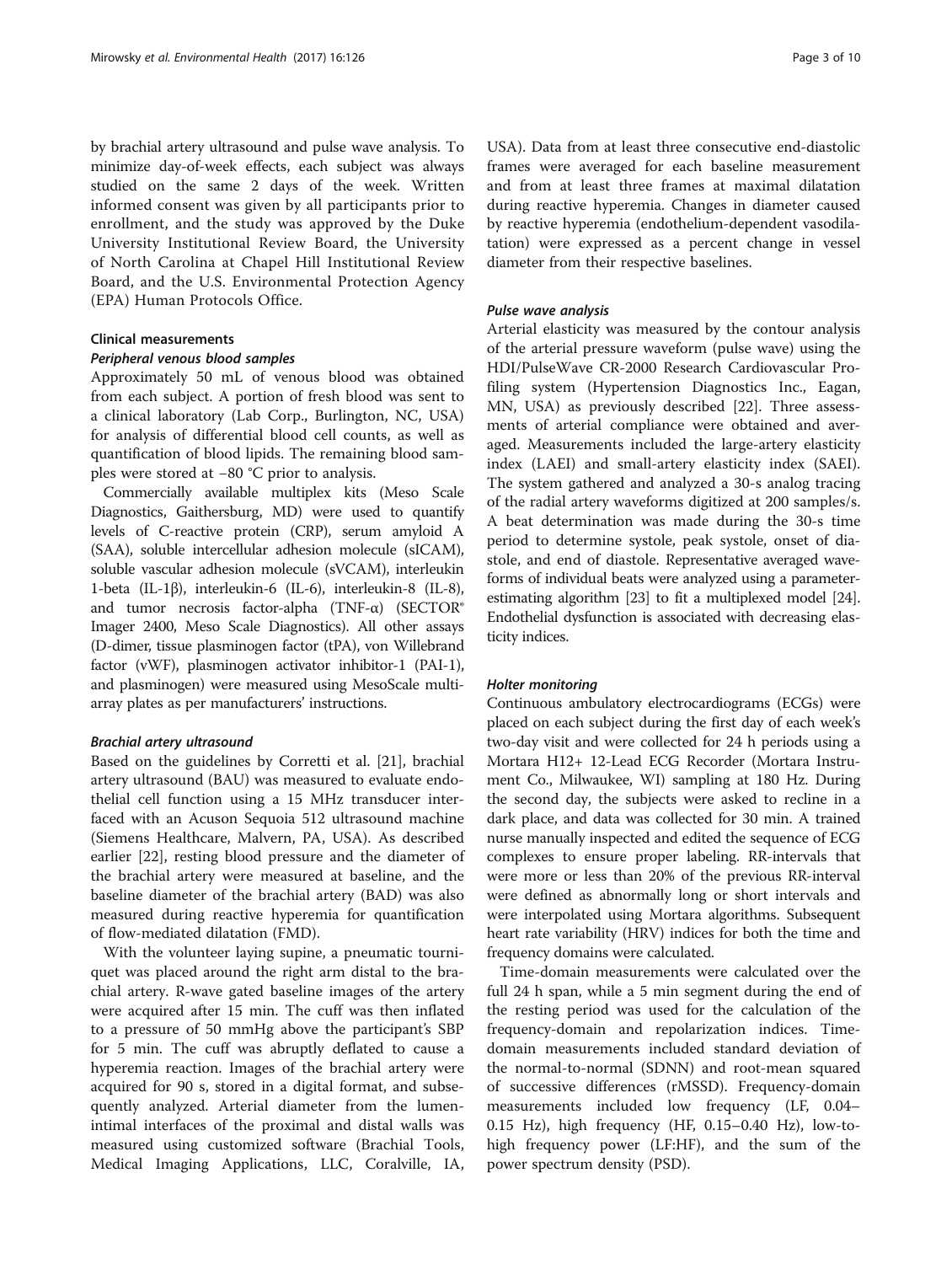by brachial artery ultrasound and pulse wave analysis. To minimize day-of-week effects, each subject was always studied on the same 2 days of the week. Written informed consent was given by all participants prior to enrollment, and the study was approved by the Duke University Institutional Review Board, the University of North Carolina at Chapel Hill Institutional Review Board, and the U.S. Environmental Protection Agency (EPA) Human Protocols Office.

### Clinical measurements

#### *Peripheral venous blood samples*

Approximately 50 mL of venous blood was obtained from each subject. A portion of fresh blood was sent to a clinical laboratory (Lab Corp., Burlington, NC, USA) for analysis of differential blood cell counts, as well as quantification of blood lipids. The remaining blood samples were stored at −80 °C prior to analysis.

Commercially available multiplex kits (Meso Scale Diagnostics, Gaithersburg, MD) were used to quantify levels of C-reactive protein (CRP), serum amyloid A (SAA), soluble intercellular adhesion molecule (sICAM), soluble vascular adhesion molecule (sVCAM), interleukin 1-beta (IL-1β), interleukin-6 (IL-6), interleukin-8 (IL-8), and tumor necrosis factor-alpha (TNF-α) (SECTOR® Imager 2400, Meso Scale Diagnostics). All other assays (D-dimer, tissue plasminogen factor (tPA), von Willebrand factor (vWF), plasminogen activator inhibitor-1 (PAI-1), and plasminogen) were measured using MesoScale multi-array plates as per manufacturers' instructions.

#### *Brachial artery ultrasound*

Based on the guidelines by Corretti et al. [21], brachial artery ultrasound (BAU) was measured to evaluate endothelial cell function using a 15 MHz transducer interfaced with an Acuson Sequoia 512 ultrasound machine (Siemens Healthcare, Malvern, PA, USA). As described earlier [22], resting blood pressure and the diameter of the brachial artery were measured at baseline, and the baseline diameter of the brachial artery (BAD) was also measured during reactive hyperemia for quantification of flow-mediated dilatation (FMD).

With the volunteer laying supine, a pneumatic tourniquet was placed around the right arm distal to the brachial artery. R-wave gated baseline images of the artery were acquired after 15 min. The cuff was then inflated to a pressure of 50 mmHg above the participant's SBP for 5 min. The cuff was abruptly deflated to cause a hyperemia reaction. Images of the brachial artery were acquired for 90 s, stored in a digital format, and subsequently analyzed. Arterial diameter from the lumen-intimal interfaces of the proximal and distal walls was measured using customized software (Brachial Tools, Medical Imaging Applications, LLC, Coralville, IA, USA). Data from at least three consecutive end-diastolic frames were averaged for each baseline measurement and from at least three frames at maximal dilatation during reactive hyperemia. Changes in diameter caused by reactive hyperemia (endothelium-dependent vasodilatation) were expressed as a percent change in vessel diameter from their respective baselines.

#### *Pulse wave analysis*

Arterial elasticity was measured by the contour analysis of the arterial pressure waveform (pulse wave) using the HDI/PulseWave CR-2000 Research Cardiovascular Profiling system (Hypertension Diagnostics Inc., Eagan, MN, USA) as previously described [22]. Three assessments of arterial compliance were obtained and averaged. Measurements included the large-artery elasticity index (LAEI) and small-artery elasticity index (SAEI). The system gathered and analyzed a 30-s analog tracing of the radial artery waveforms digitized at 200 samples/s. A beat determination was made during the 30-s time period to determine systole, peak systole, onset of diastole, and end of diastole. Representative averaged waveforms of individual beats were analyzed using a parameter-estimating algorithm [23] to fit a multiplexed model [24]. Endothelial dysfunction is associated with decreasing elasticity indices.

#### *Holter monitoring*

Continuous ambulatory electrocardiograms (ECGs) were placed on each subject during the first day of each week's two-day visit and were collected for 24 h periods using a Mortara H12+ 12-Lead ECG Recorder (Mortara Instrument Co., Milwaukee, WI) sampling at 180 Hz. During the second day, the subjects were asked to recline in a dark place, and data was collected for 30 min. A trained nurse manually inspected and edited the sequence of ECG complexes to ensure proper labeling. RR-intervals that were more or less than 20% of the previous RR-interval were defined as abnormally long or short intervals and were interpolated using Mortara algorithms. Subsequent heart rate variability (HRV) indices for both the time and frequency domains were calculated.

Time-domain measurements were calculated over the full 24 h span, while a 5 min segment during the end of the resting period was used for the calculation of the frequency-domain and repolarization indices. Time-domain measurements included standard deviation of the normal-to-normal (SDNN) and root-mean squared of successive differences (rMSSD). Frequency-domain measurements included low frequency (LF, 0.04–0.15 Hz), high frequency (HF, 0.15–0.40 Hz), low-to-high frequency power (LF:HF), and the sum of the power spectrum density (PSD).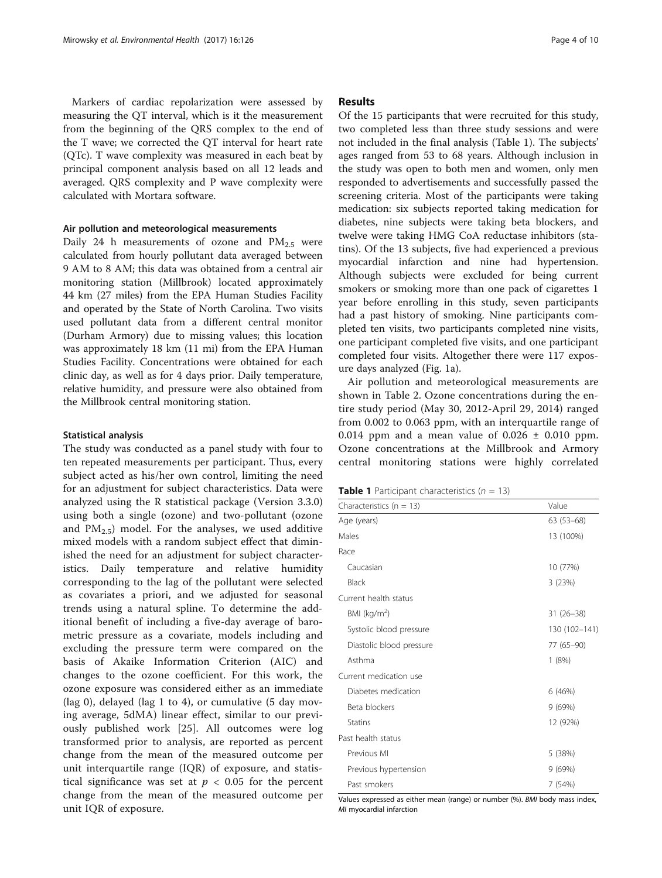Markers of cardiac repolarization were assessed by measuring the QT interval, which is it the measurement from the beginning of the QRS complex to the end of the T wave; we corrected the QT interval for heart rate (QTc). T wave complexity was measured in each beat by principal component analysis based on all 12 leads and averaged. QRS complexity and P wave complexity were calculated with Mortara software.

#### Air pollution and meteorological measurements

Daily 24 h measurements of ozone and $PM_{2.5}$ were calculated from hourly pollutant data averaged between 9 AM to 8 AM; this data was obtained from a central air monitoring station (Millbrook) located approximately 44 km (27 miles) from the EPA Human Studies Facility and operated by the State of North Carolina. Two visits used pollutant data from a different central monitor (Durham Armory) due to missing values; this location was approximately 18 km (11 mi) from the EPA Human Studies Facility. Concentrations were obtained for each clinic day, as well as for 4 days prior. Daily temperature, relative humidity, and pressure were also obtained from the Millbrook central monitoring station.

#### Statistical analysis

The study was conducted as a panel study with four to ten repeated measurements per participant. Thus, every subject acted as his/her own control, limiting the need for an adjustment for subject characteristics. Data were analyzed using the R statistical package (Version 3.3.0) using both a single (ozone) and two-pollutant (ozone and $PM_{2.5}$) model. For the analyses, we used additive mixed models with a random subject effect that diminished the need for an adjustment for subject characteristics. Daily temperature and relative humidity corresponding to the lag of the pollutant were selected as covariates a priori, and we adjusted for seasonal trends using a natural spline. To determine the additional benefit of including a five-day average of barometric pressure as a covariate, models including and excluding the pressure term were compared on the basis of Akaike Information Criterion (AIC) and changes to the ozone coefficient. For this work, the ozone exposure was considered either as an immediate (lag 0), delayed (lag 1 to 4), or cumulative (5 day moving average, 5dMA) linear effect, similar to our previously published work [25]. All outcomes were log transformed prior to analysis, are reported as percent change from the mean of the measured outcome per unit interquartile range (IQR) of exposure, and statistical significance was set at $p < 0.05$ for the percent change from the mean of the measured outcome per unit IQR of exposure.

## Results

Of the 15 participants that were recruited for this study, two completed less than three study sessions and were not included in the final analysis (Table 1). The subjects' ages ranged from 53 to 68 years. Although inclusion in the study was open to both men and women, only men responded to advertisements and successfully passed the screening criteria. Most of the participants were taking medication: six subjects reported taking medication for diabetes, nine subjects were taking beta blockers, and twelve were taking HMG CoA reductase inhibitors (statins). Of the 13 subjects, five had experienced a previous myocardial infarction and nine had hypertension. Although subjects were excluded for being current smokers or smoking more than one pack of cigarettes 1 year before enrolling in this study, seven participants had a past history of smoking. Nine participants completed ten visits, two participants completed nine visits, one participant completed five visits, and one participant completed four visits. Altogether there were 117 exposure days analyzed (Fig. 1a).

Air pollution and meteorological measurements are shown in Table 2. Ozone concentrations during the entire study period (May 30, 2012-April 29, 2014) ranged from 0.002 to 0.063 ppm, with an interquartile range of 0.014 ppm and a mean value of 0.026 ± 0.010 ppm. Ozone concentrations at the Millbrook and Armory central monitoring stations were highly correlated

**Table 1** Participant characteristics ($n = 13$)

| Characteristics (n = 13) | Value |
|---|---|
| Age (years) | 63 (53–68) |
| Males | 13 (100%) |
| Race | |
| Caucasian | 10 (77%) |
| Black | 3 (23%) |
| Current health status | |
| BMI (kg/m$^2$) | 31 (26–38) |
| Systolic blood pressure | 130 (102–141) |
| Diastolic blood pressure | 77 (65–90) |
| Asthma | 1 (8%) |
| Current medication use | |
| Diabetes medication | 6 (46%) |
| Beta blockers | 9 (69%) |
| Statins | 12 (92%) |
| Past health status | |
| Previous MI | 5 (38%) |
| Previous hypertension | 9 (69%) |
| Past smokers | 7 (54%) |

Values expressed as either mean (range) or number (%). *BMI* body mass index, *MI* myocardial infarction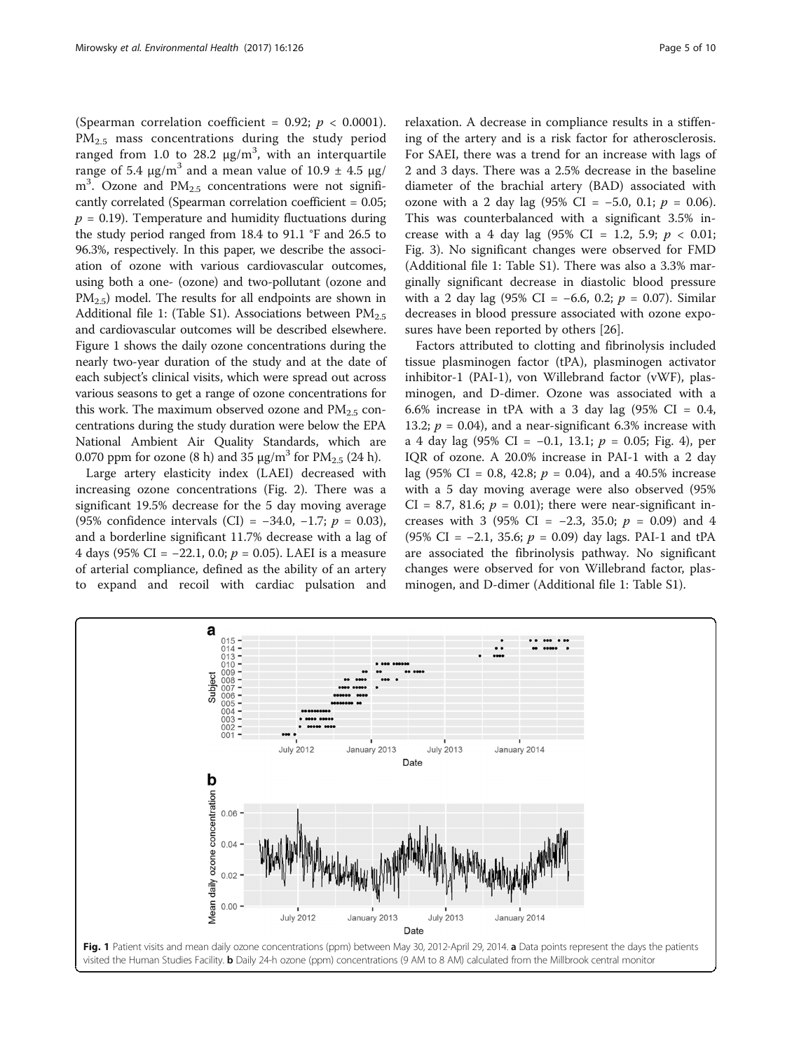(Spearman correlation coefficient = 0.92; $p < 0.0001$). $PM_{2.5}$ mass concentrations during the study period ranged from 1.0 to 28.2 μg/m$^3$, with an interquartile range of 5.4 μg/m$^3$ and a mean value of 10.9 ± 4.5 μg/m$^3$. Ozone and $PM_{2.5}$ concentrations were not significantly correlated (Spearman correlation coefficient = 0.05; $p = 0.19$). Temperature and humidity fluctuations during the study period ranged from 18.4 to 91.1 °F and 26.5 to 96.3%, respectively. In this paper, we describe the association of ozone with various cardiovascular outcomes, using both a one- (ozone) and two-pollutant (ozone and $PM_{2.5}$) model. The results for all endpoints are shown in Additional file 1: (Table S1). Associations between $PM_{2.5}$ and cardiovascular outcomes will be described elsewhere. Figure 1 shows the daily ozone concentrations during the nearly two-year duration of the study and at the date of each subject's clinical visits, which were spread out across various seasons to get a range of ozone concentrations for this work. The maximum observed ozone and $PM_{2.5}$ concentrations during the study duration were below the EPA National Ambient Air Quality Standards, which are 0.070 ppm for ozone (8 h) and 35 μg/m$^3$ for $PM_{2.5}$ (24 h).

Large artery elasticity index (LAEI) decreased with increasing ozone concentrations (Fig. 2). There was a significant 19.5% decrease for the 5 day moving average (95% confidence intervals (CI) = −34.0, −1.7; $p = 0.03$), and a borderline significant 11.7% decrease with a lag of 4 days (95% CI = −22.1, 0.0; $p = 0.05$). LAEI is a measure of arterial compliance, defined as the ability of an artery to expand and recoil with cardiac pulsation and relaxation. A decrease in compliance results in a stiffening of the artery and is a risk factor for atherosclerosis. For SAEI, there was a trend for an increase with lags of 2 and 3 days. There was a 2.5% decrease in the baseline diameter of the brachial artery (BAD) associated with ozone with a 2 day lag (95% CI = −5.0, 0.1; $p = 0.06$). This was counterbalanced with a significant 3.5% increase with a 4 day lag (95% CI = 1.2, 5.9; $p < 0.01$; Fig. 3). No significant changes were observed for FMD (Additional file 1: Table S1). There was also a 3.3% marginally significant decrease in diastolic blood pressure with a 2 day lag (95% CI = −6.6, 0.2; $p = 0.07$). Similar decreases in blood pressure associated with ozone exposures have been reported by others [26].

Factors attributed to clotting and fibrinolysis included tissue plasminogen factor (tPA), plasminogen activator inhibitor-1 (PAI-1), von Willebrand factor (vWF), plasminogen, and D-dimer. Ozone was associated with a 6.6% increase in tPA with a 3 day lag (95% CI = 0.4, 13.2; $p = 0.04$), and a near-significant 6.3% increase with a 4 day lag (95% CI = −0.1, 13.1; $p = 0.05$; Fig. 4), per IQR of ozone. A 20.0% increase in PAI-1 with a 2 day lag (95% CI = 0.8, 42.8; $p = 0.04$), and a 40.5% increase with a 5 day moving average were also observed (95% CI = 8.7, 81.6; $p = 0.01$); there were near-significant increases with 3 (95% CI = −2.3, 35.0; $p = 0.09$) and 4 (95% CI = −2.1, 35.6; $p = 0.09$) day lags. PAI-1 and tPA are associated the fibrinolysis pathway. No significant changes were observed for von Willebrand factor, plasminogen, and D-dimer (Additional file 1: Table S1).

**Fig. 1** Patient visits and mean daily ozone concentrations (ppm) between May 30, 2012-April 29, 2014. **a** Data points represent the days the patients visited the Human Studies Facility. **b** Daily 24-h ozone (ppm) concentrations (9 AM to 8 AM) calculated from the Millbrook central monitor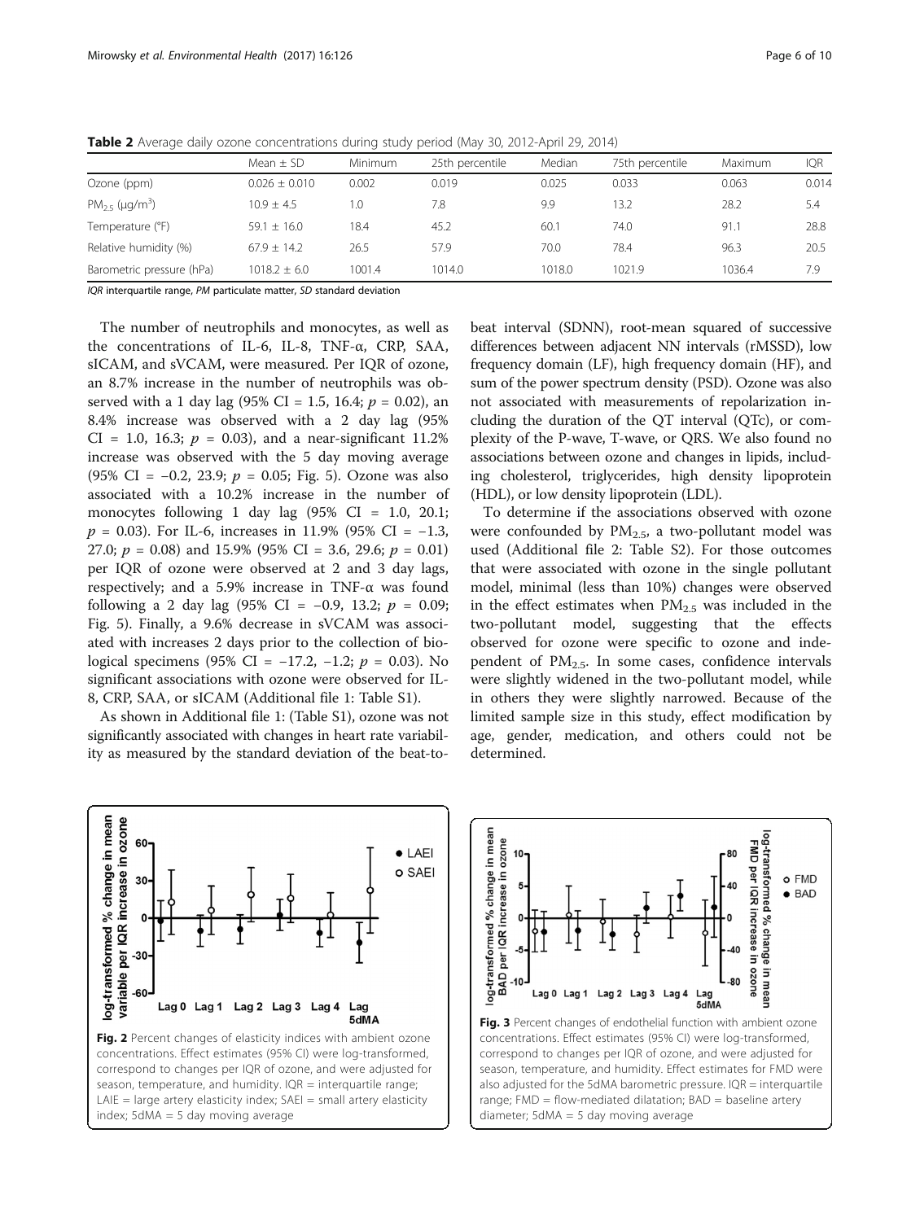**Table 2** Average daily ozone concentrations during study period (May 30, 2012-April 29, 2014)

| | Mean ± SD | Minimum | 25th percentile | Median | 75th percentile | Maximum | IQR |
|---|---|---|---|---|---|---|---|
| Ozone (ppm) | 0.026 ± 0.010 | 0.002 | 0.019 | 0.025 | 0.033 | 0.063 | 0.014 |
| $PM_{2.5}$ (μg/m$^3$) | 10.9 ± 4.5 | 1.0 | 7.8 | 9.9 | 13.2 | 28.2 | 5.4 |
| Temperature (°F) | 59.1 ± 16.0 | 18.4 | 45.2 | 60.1 | 74.0 | 91.1 | 28.8 |
| Relative humidity (%) | 67.9 ± 14.2 | 26.5 | 57.9 | 70.0 | 78.4 | 96.3 | 20.5 |
| Barometric pressure (hPa) | 1018.2 ± 6.0 | 1001.4 | 1014.0 | 1018.0 | 1021.9 | 1036.4 | 7.9 |

*IQR* interquartile range, *PM* particulate matter, *SD* standard deviation

The number of neutrophils and monocytes, as well as the concentrations of IL-6, IL-8, TNF-α, CRP, SAA, sICAM, and sVCAM, were measured. Per IQR of ozone, an 8.7% increase in the number of neutrophils was observed with a 1 day lag (95% CI = 1.5, 16.4; $p = 0.02$), an 8.4% increase was observed with a 2 day lag (95% CI = 1.0, 16.3; $p = 0.03$), and a near-significant 11.2% increase was observed with the 5 day moving average (95% CI = −0.2, 23.9; $p = 0.05$; Fig. 5). Ozone was also associated with a 10.2% increase in the number of monocytes following 1 day lag (95% CI = 1.0, 20.1; $p = 0.03$). For IL-6, increases in 11.9% (95% CI = −1.3, 27.0; $p = 0.08$) and 15.9% (95% CI = 3.6, 29.6; $p = 0.01$) per IQR of ozone were observed at 2 and 3 day lags, respectively; and a 5.9% increase in TNF-α was found following a 2 day lag (95% CI = −0.9, 13.2; $p = 0.09$; Fig. 5). Finally, a 9.6% decrease in sVCAM was associated with increases 2 days prior to the collection of biological specimens (95% CI = −17.2, −1.2; $p = 0.03$). No significant associations with ozone were observed for IL-8, CRP, SAA, or sICAM (Additional file 1: Table S1).

As shown in Additional file 1: (Table S1), ozone was not significantly associated with changes in heart rate variability as measured by the standard deviation of the beat-to-beat interval (SDNN), root-mean squared of successive differences between adjacent NN intervals (rMSSD), low frequency domain (LF), high frequency domain (HF), and sum of the power spectrum density (PSD). Ozone was also not associated with measurements of repolarization including the duration of the QT interval (QTc), or complexity of the P-wave, T-wave, or QRS. We also found no associations between ozone and changes in lipids, including cholesterol, triglycerides, high density lipoprotein (HDL), or low density lipoprotein (LDL).

To determine if the associations observed with ozone were confounded by $PM_{2.5}$, a two-pollutant model was used (Additional file 2: Table S2). For those outcomes that were associated with ozone in the single pollutant model, minimal (less than 10%) changes were observed in the effect estimates when $PM_{2.5}$ was included in the two-pollutant model, suggesting that the effects observed for ozone were specific to ozone and independent of $PM_{2.5}$. In some cases, confidence intervals were slightly widened in the two-pollutant model, while in others they were slightly narrowed. Because of the limited sample size in this study, effect modification by age, gender, medication, and others could not be determined.

**Fig. 2** Percent changes of elasticity indices with ambient ozone concentrations. Effect estimates (95% CI) were log-transformed, correspond to changes per IQR of ozone, and were adjusted for season, temperature, and humidity. IQR = interquartile range; LAIE = large artery elasticity index; SAEI = small artery elasticity index; 5dMA = 5 day moving average

**Fig. 3** Percent changes of endothelial function with ambient ozone concentrations. Effect estimates (95% CI) were log-transformed, correspond to changes per IQR of ozone, and were adjusted for season, temperature, and humidity. Effect estimates for FMD were also adjusted for the 5dMA barometric pressure. IQR = interquartile range; FMD = flow-mediated dilatation; BAD = baseline artery diameter; 5dMA = 5 day moving average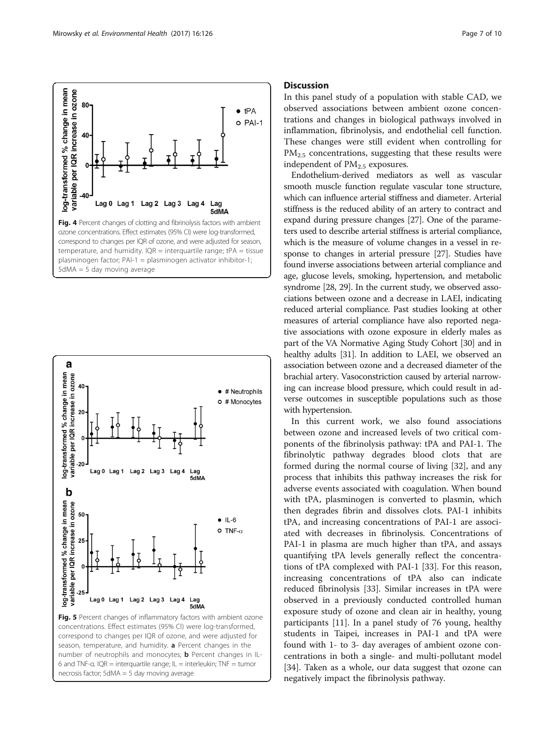Fig. 4 Percent changes of clotting and fibrinolysis factors with ambient ozone concentrations. Effect estimates (95% CI) were log-transformed, correspond to changes per IQR of ozone, and were adjusted for season, temperature, and humidity. IQR = interquartile range; tPA = tissue plasminogen factor; PAI-1 = plasminogen activator inhibitor-1; 5dMA = 5 day moving average

Fig. 5 Percent changes of inflammatory factors with ambient ozone concentrations. Effect estimates (95% CI) were log-transformed, correspond to changes per IQR of ozone, and were adjusted for season, temperature, and humidity. **a** Percent changes in the number of neutrophils and monocytes; **b** Percent changes in IL-6 and TNF-α. IQR = interquartile range; IL = interleukin; TNF = tumor necrosis factor; 5dMA = 5 day moving average

## Discussion

In this panel study of a population with stable CAD, we observed associations between ambient ozone concentrations and changes in biological pathways involved in inflammation, fibrinolysis, and endothelial cell function. These changes were still evident when controlling for $PM_{2.5}$ concentrations, suggesting that these results were independent of $PM_{2.5}$ exposures.

Endothelium-derived mediators as well as vascular smooth muscle function regulate vascular tone structure, which can influence arterial stiffness and diameter. Arterial stiffness is the reduced ability of an artery to contract and expand during pressure changes [27]. One of the parameters used to describe arterial stiffness is arterial compliance, which is the measure of volume changes in a vessel in response to changes in arterial pressure [27]. Studies have found inverse associations between arterial compliance and age, glucose levels, smoking, hypertension, and metabolic syndrome [28, 29]. In the current study, we observed associations between ozone and a decrease in LAEI, indicating reduced arterial compliance. Past studies looking at other measures of arterial compliance have also reported negative associations with ozone exposure in elderly males as part of the VA Normative Aging Study Cohort [30] and in healthy adults [31]. In addition to LAEI, we observed an association between ozone and a decreased diameter of the brachial artery. Vasoconstriction caused by arterial narrowing can increase blood pressure, which could result in adverse outcomes in susceptible populations such as those with hypertension.

In this current work, we also found associations between ozone and increased levels of two critical components of the fibrinolysis pathway: tPA and PAI-1. The fibrinolytic pathway degrades blood clots that are formed during the normal course of living [32], and any process that inhibits this pathway increases the risk for adverse events associated with coagulation. When bound with tPA, plasminogen is converted to plasmin, which then degrades fibrin and dissolves clots. PAI-1 inhibits tPA, and increasing concentrations of PAI-1 are associated with decreases in fibrinolysis. Concentrations of PAI-1 in plasma are much higher than tPA, and assays quantifying tPA levels generally reflect the concentrations of tPA complexed with PAI-1 [33]. For this reason, increasing concentrations of tPA also can indicate reduced fibrinolysis [33]. Similar increases in tPA were observed in a previously conducted controlled human exposure study of ozone and clean air in healthy, young participants [11]. In a panel study of 76 young, healthy students in Taipei, increases in PAI-1 and tPA were found with 1- to 3- day averages of ambient ozone concentrations in both a single- and multi-pollutant model [34]. Taken as a whole, our data suggest that ozone can negatively impact the fibrinolysis pathway.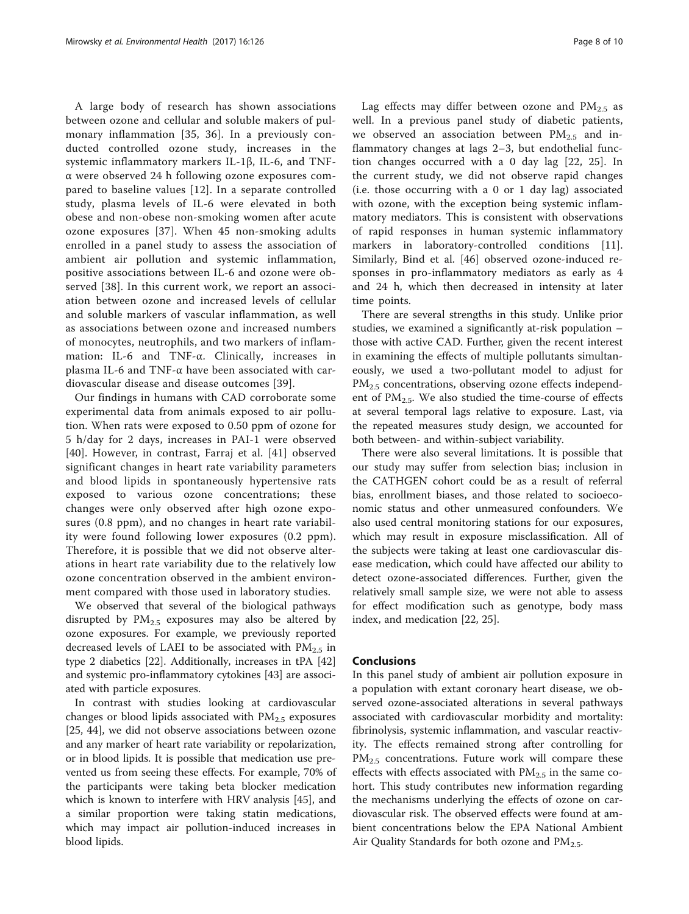A large body of research has shown associations between ozone and cellular and soluble makers of pulmonary inflammation [35, 36]. In a previously conducted controlled ozone study, increases in the systemic inflammatory markers IL-1β, IL-6, and TNF-α were observed 24 h following ozone exposures compared to baseline values [12]. In a separate controlled study, plasma levels of IL-6 were elevated in both obese and non-obese non-smoking women after acute ozone exposures [37]. When 45 non-smoking adults enrolled in a panel study to assess the association of ambient air pollution and systemic inflammation, positive associations between IL-6 and ozone were observed [38]. In this current work, we report an association between ozone and increased levels of cellular and soluble markers of vascular inflammation, as well as associations between ozone and increased numbers of monocytes, neutrophils, and two markers of inflammation: IL-6 and TNF-α. Clinically, increases in plasma IL-6 and TNF-α have been associated with cardiovascular disease and disease outcomes [39].

Our findings in humans with CAD corroborate some experimental data from animals exposed to air pollution. When rats were exposed to 0.50 ppm of ozone for 5 h/day for 2 days, increases in PAI-1 were observed [40]. However, in contrast, Farraj et al. [41] observed significant changes in heart rate variability parameters and blood lipids in spontaneously hypertensive rats exposed to various ozone concentrations; these changes were only observed after high ozone exposures (0.8 ppm), and no changes in heart rate variability were found following lower exposures (0.2 ppm). Therefore, it is possible that we did not observe alterations in heart rate variability due to the relatively low ozone concentration observed in the ambient environment compared with those used in laboratory studies.

We observed that several of the biological pathways disrupted by $PM_{2.5}$ exposures may also be altered by ozone exposures. For example, we previously reported decreased levels of LAEI to be associated with $PM_{2.5}$ in type 2 diabetics [22]. Additionally, increases in tPA [42] and systemic pro-inflammatory cytokines [43] are associated with particle exposures.

In contrast with studies looking at cardiovascular changes or blood lipids associated with $PM_{2.5}$ exposures [25, 44], we did not observe associations between ozone and any marker of heart rate variability or repolarization, or in blood lipids. It is possible that medication use prevented us from seeing these effects. For example, 70% of the participants were taking beta blocker medication which is known to interfere with HRV analysis [45], and a similar proportion were taking statin medications, which may impact air pollution-induced increases in blood lipids.

Lag effects may differ between ozone and $PM_{2.5}$ as well. In a previous panel study of diabetic patients, we observed an association between $PM_{2.5}$ and inflammatory changes at lags 2–3, but endothelial function changes occurred with a 0 day lag [22, 25]. In the current study, we did not observe rapid changes (i.e. those occurring with a 0 or 1 day lag) associated with ozone, with the exception being systemic inflammatory mediators. This is consistent with observations of rapid responses in human systemic inflammatory markers in laboratory-controlled conditions [11]. Similarly, Bind et al. [46] observed ozone-induced responses in pro-inflammatory mediators as early as 4 and 24 h, which then decreased in intensity at later time points.

There are several strengths in this study. Unlike prior studies, we examined a significantly at-risk population – those with active CAD. Further, given the recent interest in examining the effects of multiple pollutants simultaneously, we used a two-pollutant model to adjust for $PM_{2.5}$ concentrations, observing ozone effects independent of $PM_{2.5}$. We also studied the time-course of effects at several temporal lags relative to exposure. Last, via the repeated measures study design, we accounted for both between- and within-subject variability.

There were also several limitations. It is possible that our study may suffer from selection bias; inclusion in the CATHGEN cohort could be as a result of referral bias, enrollment biases, and those related to socioeconomic status and other unmeasured confounders. We also used central monitoring stations for our exposures, which may result in exposure misclassification. All of the subjects were taking at least one cardiovascular disease medication, which could have affected our ability to detect ozone-associated differences. Further, given the relatively small sample size, we were not able to assess for effect modification such as genotype, body mass index, and medication [22, 25].

## Conclusions

In this panel study of ambient air pollution exposure in a population with extant coronary heart disease, we observed ozone-associated alterations in several pathways associated with cardiovascular morbidity and mortality: fibrinolysis, systemic inflammation, and vascular reactivity. The effects remained strong after controlling for $PM_{2.5}$ concentrations. Future work will compare these effects with effects associated with $PM_{2.5}$ in the same cohort. This study contributes new information regarding the mechanisms underlying the effects of ozone on cardiovascular risk. The observed effects were found at ambient concentrations below the EPA National Ambient Air Quality Standards for both ozone and $PM_{2.5}$.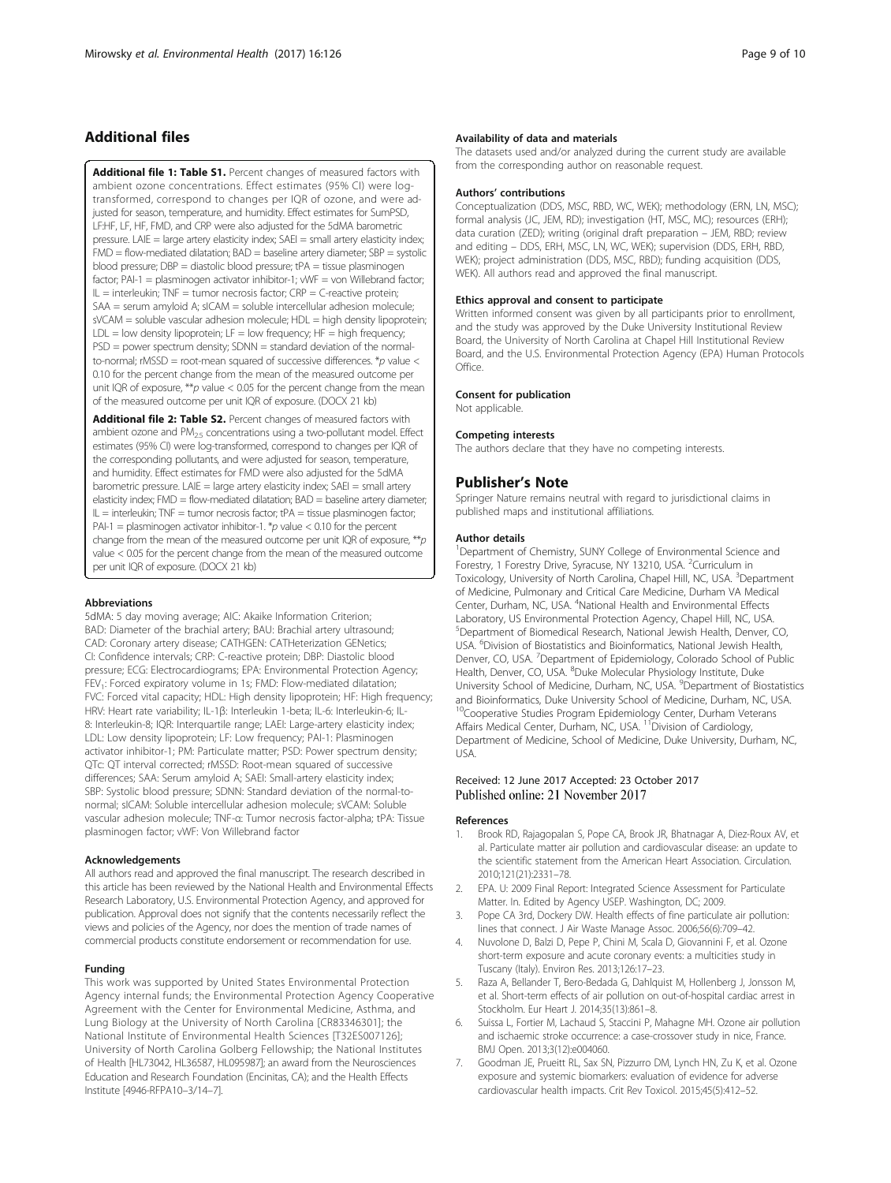## Additional files

**Additional file 1: Table S1.** Percent changes of measured factors with ambient ozone concentrations. Effect estimates (95% CI) were log-transformed, correspond to changes per IQR of ozone, and were adjusted for season, temperature, and humidity. Effect estimates for SumPSD, LF:HF, LF, HF, FMD, and CRP were also adjusted for the 5dMA barometric pressure. LAIE = large artery elasticity index; SAEI = small artery elasticity index; FMD = flow-mediated dilatation; BAD = baseline artery diameter; SBP = systolic blood pressure; DBP = diastolic blood pressure; tPA = tissue plasminogen factor; PAI-1 = plasminogen activator inhibitor-1; vWF = von Willebrand factor; IL = interleukin; TNF = tumor necrosis factor; CRP = C-reactive protein; SAA = serum amyloid A; sICAM = soluble intercellular adhesion molecule; sVCAM = soluble vascular adhesion molecule; HDL = high density lipoprotein; LDL = low density lipoprotein; LF = low frequency; HF = high frequency; PSD = power spectrum density; SDNN = standard deviation of the normal-to-normal; rMSSD = root-mean squared of successive differences. *$p$ value < 0.10 for the percent change from the mean of the measured outcome per unit IQR of exposure, **$p$ value < 0.05 for the percent change from the mean of the measured outcome per unit IQR of exposure. (DOCX 21 kb)

**Additional file 2: Table S2.** Percent changes of measured factors with ambient ozone and $PM_{2.5}$ concentrations using a two-pollutant model. Effect estimates (95% CI) were log-transformed, correspond to changes per IQR of the corresponding pollutants, and were adjusted for season, temperature, and humidity. Effect estimates for FMD were also adjusted for the 5dMA barometric pressure. LAIE = large artery elasticity index; SAEI = small artery elasticity index; FMD = flow-mediated dilatation; BAD = baseline artery diameter; IL = interleukin; TNF = tumor necrosis factor; tPA = tissue plasminogen factor; PAI-1 = plasminogen activator inhibitor-1. *$p$ value < 0.10 for the percent change from the mean of the measured outcome per unit IQR of exposure, **$p$ value < 0.05 for the percent change from the mean of the measured outcome per unit IQR of exposure. (DOCX 21 kb)

### Abbreviations

5dMA: 5 day moving average; AIC: Akaike Information Criterion; BAD: Diameter of the brachial artery; BAU: Brachial artery ultrasound; CAD: Coronary artery disease; CATHGEN: CATHeterization GENetics; CI: Confidence intervals; CRP: C-reactive protein; DBP: Diastolic blood pressure; ECG: Electrocardiograms; EPA: Environmental Protection Agency; $FEV_1$: Forced expiratory volume in 1s; FMD: Flow-mediated dilatation; FVC: Forced vital capacity; HDL: High density lipoprotein; HF: High frequency; HRV: Heart rate variability; IL-1β: Interleukin 1-beta; IL-6: Interleukin-6; IL-8: Interleukin-8; IQR: Interquartile range; LAEI: Large-artery elasticity index; LDL: Low density lipoprotein; LF: Low frequency; PAI-1: Plasminogen activator inhibitor-1; PM: Particulate matter; PSD: Power spectrum density; QTc: QT interval corrected; rMSSD: Root-mean squared of successive differences; SAA: Serum amyloid A; SAEI: Small-artery elasticity index; SBP: Systolic blood pressure; SDNN: Standard deviation of the normal-to-normal; sICAM: Soluble intercellular adhesion molecule; sVCAM: Soluble vascular adhesion molecule; TNF-α: Tumor necrosis factor-alpha; tPA: Tissue plasminogen factor; vWF: Von Willebrand factor

### Acknowledgements

All authors read and approved the final manuscript. The research described in this article has been reviewed by the National Health and Environmental Effects Research Laboratory, U.S. Environmental Protection Agency, and approved for publication. Approval does not signify that the contents necessarily reflect the views and policies of the Agency, nor does the mention of trade names of commercial products constitute endorsement or recommendation for use.

### Funding

This work was supported by United States Environmental Protection Agency internal funds; the Environmental Protection Agency Cooperative Agreement with the Center for Environmental Medicine, Asthma, and Lung Biology at the University of North Carolina [CR83346301]; the National Institute of Environmental Health Sciences [T32ES007126]; University of North Carolina Golberg Fellowship; the National Institutes of Health [HL73042, HL36587, HL095987]; an award from the Neurosciences Education and Research Foundation (Encinitas, CA); and the Health Effects Institute [4946-RFPA10–3/14–7].

### Availability of data and materials

The datasets used and/or analyzed during the current study are available from the corresponding author on reasonable request.

### Authors' contributions

Conceptualization (DDS, MSC, RBD, WC, WEK); methodology (ERN, LN, MSC); formal analysis (JC, JEM, RD); investigation (HT, MSC, MC); resources (ERH); data curation (ZED); writing (original draft preparation – JEM, RBD; review and editing – DDS, ERH, MSC, LN, WC, WEK); supervision (DDS, ERH, RBD, WEK); project administration (DDS, MSC, RBD); funding acquisition (DDS, WEK). All authors read and approved the final manuscript.

### Ethics approval and consent to participate

Written informed consent was given by all participants prior to enrollment, and the study was approved by the Duke University Institutional Review Board, the University of North Carolina at Chapel Hill Institutional Review Board, and the U.S. Environmental Protection Agency (EPA) Human Protocols Office.

### Consent for publication

Not applicable.

### Competing interests

The authors declare that they have no competing interests.

## Publisher's Note

Springer Nature remains neutral with regard to jurisdictional claims in published maps and institutional affiliations.

### Author details

[1]Department of Chemistry, SUNY College of Environmental Science and Forestry, 1 Forestry Drive, Syracuse, NY 13210, USA. [2]Curriculum in Toxicology, University of North Carolina, Chapel Hill, NC, USA. [3]Department of Medicine, Pulmonary and Critical Care Medicine, Durham VA Medical Center, Durham, NC, USA. [4]National Health and Environmental Effects Laboratory, US Environmental Protection Agency, Chapel Hill, NC, USA. [5]Department of Biomedical Research, National Jewish Health, Denver, CO, USA. [6]Division of Biostatistics and Bioinformatics, National Jewish Health, Denver, CO, USA. [7]Department of Epidemiology, Colorado School of Public Health, Denver, CO, USA. [8]Duke Molecular Physiology Institute, Duke University School of Medicine, Durham, NC, USA. [9]Department of Biostatistics and Bioinformatics, Duke University School of Medicine, Durham, NC, USA. [10]Cooperative Studies Program Epidemiology Center, Durham Veterans Affairs Medical Center, Durham, NC, USA. [11]Division of Cardiology, Department of Medicine, School of Medicine, Duke University, Durham, NC, USA.

Received: 12 June 2017 Accepted: 23 October 2017
Published online: 21 November 2017

### References

1. Brook RD, Rajagopalan S, Pope CA, Brook JR, Bhatnagar A, Diez-Roux AV, et al. Particulate matter air pollution and cardiovascular disease: an update to the scientific statement from the American Heart Association. Circulation. 2010;121(21):2331–78.
2. EPA. U: 2009 Final Report: Integrated Science Assessment for Particulate Matter. In. Edited by Agency USEP. Washington, DC; 2009.
3. Pope CA 3rd, Dockery DW. Health effects of fine particulate air pollution: lines that connect. J Air Waste Manage Assoc. 2006;56(6):709–42.
4. Nuvolone D, Balzi D, Pepe P, Chini M, Scala D, Giovannini F, et al. Ozone short-term exposure and acute coronary events: a multicities study in Tuscany (Italy). Environ Res. 2013;126:17–23.
5. Raza A, Bellander T, Bero-Bedada G, Dahlquist M, Hollenberg J, Jonsson M, et al. Short-term effects of air pollution on out-of-hospital cardiac arrest in Stockholm. Eur Heart J. 2014;35(13):861–8.
6. Suissa L, Fortier M, Lachaud S, Staccini P, Mahagne MH. Ozone air pollution and ischaemic stroke occurrence: a case-crossover study in nice, France. BMJ Open. 2013;3(12):e004060.
7. Goodman JE, Prueitt RL, Sax SN, Pizzurro DM, Lynch HN, Zu K, et al. Ozone exposure and systemic biomarkers: evaluation of evidence for adverse cardiovascular health impacts. Crit Rev Toxicol. 2015;45(5):412–52.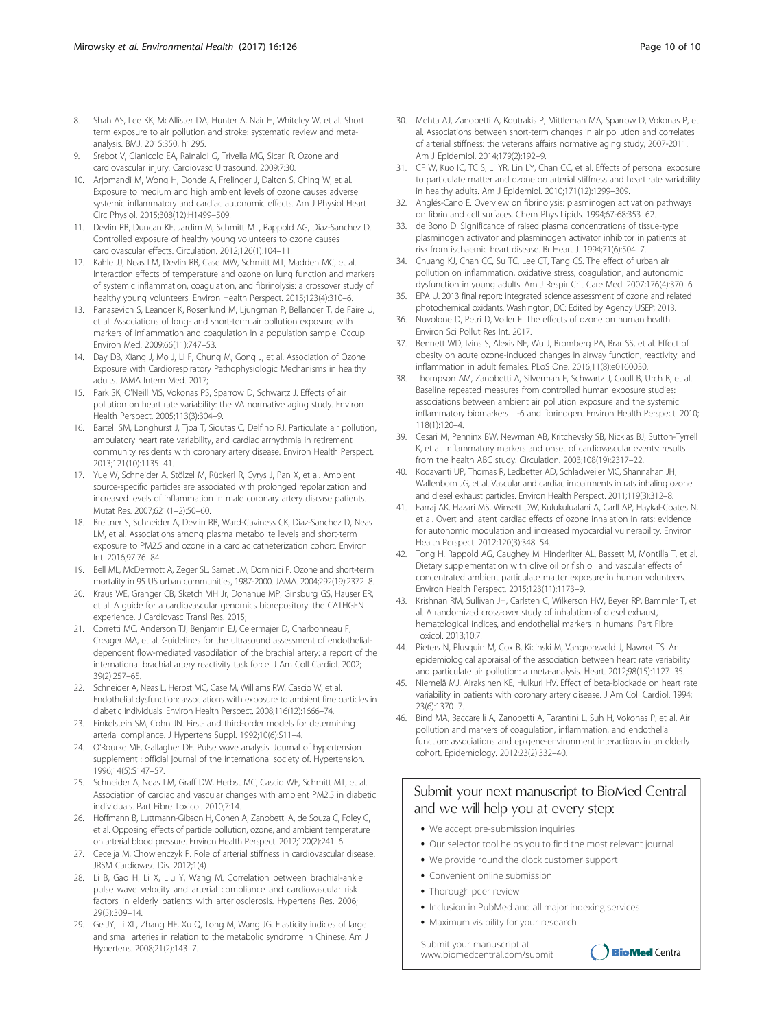8. Shah AS, Lee KK, McAllister DA, Hunter A, Nair H, Whiteley W, et al. Short term exposure to air pollution and stroke: systematic review and meta-analysis. BMJ. 2015:350, h1295.
9. Srebot V, Gianicolo EA, Rainaldi G, Trivella MG, Sicari R. Ozone and cardiovascular injury. Cardiovasc Ultrasound. 2009;7:30.
10. Arjomandi M, Wong H, Donde A, Frelinger J, Dalton S, Ching W, et al. Exposure to medium and high ambient levels of ozone causes adverse systemic inflammatory and cardiac autonomic effects. Am J Physiol Heart Circ Physiol. 2015;308(12):H1499–509.
11. Devlin RB, Duncan KE, Jardim M, Schmitt MT, Rappold AG, Diaz-Sanchez D. Controlled exposure of healthy young volunteers to ozone causes cardiovascular effects. Circulation. 2012;126(1):104–11.
12. Kahle JJ, Neas LM, Devlin RB, Case MW, Schmitt MT, Madden MC, et al. Interaction effects of temperature and ozone on lung function and markers of systemic inflammation, coagulation, and fibrinolysis: a crossover study of healthy young volunteers. Environ Health Perspect. 2015;123(4):310–6.
13. Panasevich S, Leander K, Rosenlund M, Ljungman P, Bellander T, de Faire U, et al. Associations of long- and short-term air pollution exposure with markers of inflammation and coagulation in a population sample. Occup Environ Med. 2009;66(11):747–53.
14. Day DB, Xiang J, Mo J, Li F, Chung M, Gong J, et al. Association of Ozone Exposure with Cardiorespiratory Pathophysiologic Mechanisms in healthy adults. JAMA Intern Med. 2017;
15. Park SK, O'Neill MS, Vokonas PS, Sparrow D, Schwartz J. Effects of air pollution on heart rate variability: the VA normative aging study. Environ Health Perspect. 2005;113(3):304–9.
16. Bartell SM, Longhurst J, Tjoa T, Sioutas C, Delfino RJ. Particulate air pollution, ambulatory heart rate variability, and cardiac arrhythmia in retirement community residents with coronary artery disease. Environ Health Perspect. 2013;121(10):1135–41.
17. Yue W, Schneider A, Stölzel M, Rückerl R, Cyrys J, Pan X, et al. Ambient source-specific particles are associated with prolonged repolarization and increased levels of inflammation in male coronary artery disease patients. Mutat Res. 2007;621(1–2):50–60.
18. Breitner S, Schneider A, Devlin RB, Ward-Caviness CK, Diaz-Sanchez D, Neas LM, et al. Associations among plasma metabolite levels and short-term exposure to PM2.5 and ozone in a cardiac catheterization cohort. Environ Int. 2016;97:76–84.
19. Bell ML, McDermott A, Zeger SL, Samet JM, Dominici F. Ozone and short-term mortality in 95 US urban communities, 1987-2000. JAMA. 2004;292(19):2372–8.
20. Kraus WE, Granger CB, Sketch MH Jr, Donahue MP, Ginsburg GS, Hauser ER, et al. A guide for a cardiovascular genomics biorepository: the CATHGEN experience. J Cardiovasc Transl Res. 2015;
21. Corretti MC, Anderson TJ, Benjamin EJ, Celermajer D, Charbonneau F, Creager MA, et al. Guidelines for the ultrasound assessment of endothelial-dependent flow-mediated vasodilation of the brachial artery: a report of the international brachial artery reactivity task force. J Am Coll Cardiol. 2002; 39(2):257–65.
22. Schneider A, Neas L, Herbst MC, Case M, Williams RW, Cascio W, et al. Endothelial dysfunction: associations with exposure to ambient fine particles in diabetic individuals. Environ Health Perspect. 2008;116(12):1666–74.
23. Finkelstein SM, Cohn JN. First- and third-order models for determining arterial compliance. J Hypertens Suppl. 1992;10(6):S11–4.
24. O'Rourke MF, Gallagher DE. Pulse wave analysis. Journal of hypertension supplement : official journal of the international society of. Hypertension. 1996;14(5):S147–57.
25. Schneider A, Neas LM, Graff DW, Herbst MC, Cascio WE, Schmitt MT, et al. Association of cardiac and vascular changes with ambient PM2.5 in diabetic individuals. Part Fibre Toxicol. 2010;7:14.
26. Hoffmann B, Luttmann-Gibson H, Cohen A, Zanobetti A, de Souza C, Foley C, et al. Opposing effects of particle pollution, ozone, and ambient temperature on arterial blood pressure. Environ Health Perspect. 2012;120(2):241–6.
27. Cecelja M, Chowienczyk P. Role of arterial stiffness in cardiovascular disease. JRSM Cardiovasc Dis. 2012;1(4)
28. Li B, Gao H, Li X, Liu Y, Wang M. Correlation between brachial-ankle pulse wave velocity and arterial compliance and cardiovascular risk factors in elderly patients with arteriosclerosis. Hypertens Res. 2006; 29(5):309–14.
29. Ge JY, Li XL, Zhang HF, Xu Q, Tong M, Wang JG. Elasticity indices of large and small arteries in relation to the metabolic syndrome in Chinese. Am J Hypertens. 2008;21(2):143–7.
30. Mehta AJ, Zanobetti A, Koutrakis P, Mittleman MA, Sparrow D, Vokonas P, et al. Associations between short-term changes in air pollution and correlates of arterial stiffness: the veterans affairs normative aging study, 2007-2011. Am J Epidemiol. 2014;179(2):192–9.
31. CF W, Kuo IC, TC S, Li YR, Lin LY, Chan CC, et al. Effects of personal exposure to particulate matter and ozone on arterial stiffness and heart rate variability in healthy adults. Am J Epidemiol. 2010;171(12):1299–309.
32. Anglés-Cano E. Overview on fibrinolysis: plasminogen activation pathways on fibrin and cell surfaces. Chem Phys Lipids. 1994;67-68:353–62.
33. de Bono D. Significance of raised plasma concentrations of tissue-type plasminogen activator and plasminogen activator inhibitor in patients at risk from ischaemic heart disease. Br Heart J. 1994;71(6):504–7.
34. Chuang KJ, Chan CC, Su TC, Lee CT, Tang CS. The effect of urban air pollution on inflammation, oxidative stress, coagulation, and autonomic dysfunction in young adults. Am J Respir Crit Care Med. 2007;176(4):370–6.
35. EPA U. 2013 final report: integrated science assessment of ozone and related photochemical oxidants. Washington, DC: Edited by Agency USEP; 2013.
36. Nuvolone D, Petri D, Voller F. The effects of ozone on human health. Environ Sci Pollut Res Int. 2017.
37. Bennett WD, Ivins S, Alexis NE, Wu J, Bromberg PA, Brar SS, et al. Effect of obesity on acute ozone-induced changes in airway function, reactivity, and inflammation in adult females. PLoS One. 2016;11(8):e0160030.
38. Thompson AM, Zanobetti A, Silverman F, Schwartz J, Coull B, Urch B, et al. Baseline repeated measures from controlled human exposure studies: associations between ambient air pollution exposure and the systemic inflammatory biomarkers IL-6 and fibrinogen. Environ Health Perspect. 2010; 118(1):120–4.
39. Cesari M, Penninx BW, Newman AB, Kritchevsky SB, Nicklas BJ, Sutton-Tyrrell K, et al. Inflammatory markers and onset of cardiovascular events: results from the health ABC study. Circulation. 2003;108(19):2317–22.
40. Kodavanti UP, Thomas R, Ledbetter AD, Schladweiler MC, Shannahan JH, Wallenborn JG, et al. Vascular and cardiac impairments in rats inhaling ozone and diesel exhaust particles. Environ Health Perspect. 2011;119(3):312–8.
41. Farraj AK, Hazari MS, Winsett DW, Kulukulualani A, Carll AP, Haykal-Coates N, et al. Overt and latent cardiac effects of ozone inhalation in rats: evidence for autonomic modulation and increased myocardial vulnerability. Environ Health Perspect. 2012;120(3):348–54.
42. Tong H, Rappold AG, Caughey M, Hinderliter AL, Bassett M, Montilla T, et al. Dietary supplementation with olive oil or fish oil and vascular effects of concentrated ambient particulate matter exposure in human volunteers. Environ Health Perspect. 2015;123(11):1173–9.
43. Krishnan RM, Sullivan JH, Carlsten C, Wilkerson HW, Beyer RP, Bammler T, et al. A randomized cross-over study of inhalation of diesel exhaust, hematological indices, and endothelial markers in humans. Part Fibre Toxicol. 2013;10:7.
44. Pieters N, Plusquin M, Cox B, Kicinski M, Vangronsveld J, Nawrot TS. An epidemiological appraisal of the association between heart rate variability and particulate air pollution: a meta-analysis. Heart. 2012;98(15):1127–35.
45. Niemelä MJ, Airaksinen KE, Huikuri HV. Effect of beta-blockade on heart rate variability in patients with coronary artery disease. J Am Coll Cardiol. 1994; 23(6):1370–7.
46. Bind MA, Baccarelli A, Zanobetti A, Tarantini L, Suh H, Vokonas P, et al. Air pollution and markers of coagulation, inflammation, and endothelial function: associations and epigene-environment interactions in an elderly cohort. Epidemiology. 2012;23(2):332–40.

## Submit your next manuscript to BioMed Central and we will help you at every step:

- We accept pre-submission inquiries
- Our selector tool helps you to find the most relevant journal
- We provide round the clock customer support
- Convenient online submission
- Thorough peer review
- Inclusion in PubMed and all major indexing services
- Maximum visibility for your research

Submit your manuscript at
www.biomedcentral.com/submit

BioMed Central